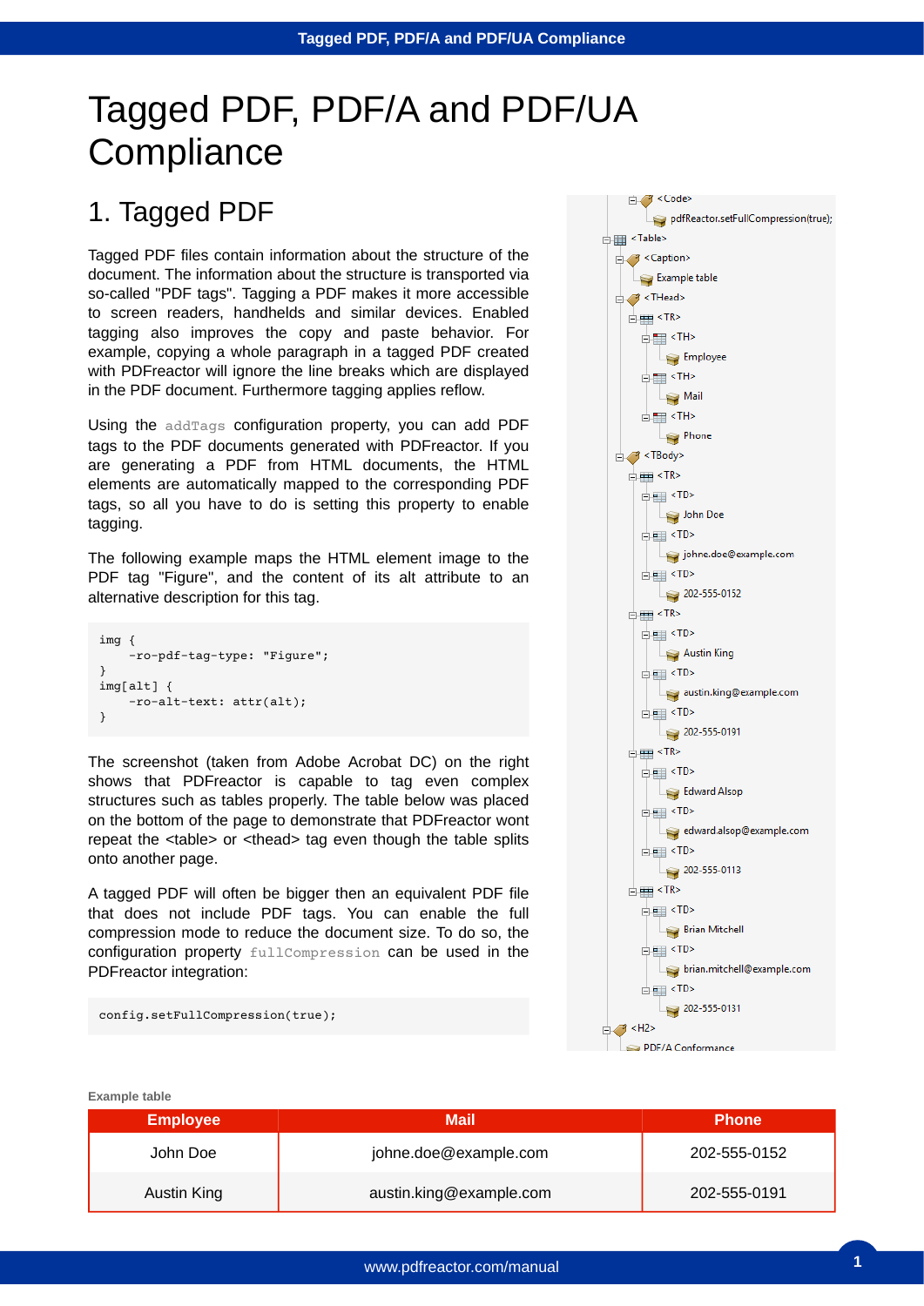# Tagged PDF, PDF/A and PDF/UA Compliance

## 1. Tagged PDF

Tagged PDF files contain information about the structure of the document. The information about the structure is transported via so-called "PDF tags". Tagging a PDF makes it more accessible to screen readers, handhelds and similar devices. Enabled tagging also improves the copy and paste behavior. For example, copying a whole paragraph in a tagged PDF created with PDFreactor will ignore the line breaks which are displayed in the PDF document. Furthermore tagging applies reflow.

Using the `addTags` configuration property, you can add PDF tags to the PDF documents generated with PDFreactor. If you are generating a PDF from HTML documents, the HTML elements are automatically mapped to the corresponding PDF tags, so all you have to do is setting this property to enable tagging.

The following example maps the HTML element image to the PDF tag "Figure", and the content of its alt attribute to an alternative description for this tag.

```
img {
    -ro-pdf-tag-type: "Figure";
}
img[alt] {
    -ro-alt-text: attr(alt);
}
```

The screenshot (taken from Adobe Acrobat DC) on the right shows that PDFreactor is capable to tag even complex structures such as tables properly. The table below was placed on the bottom of the page to demonstrate that PDFreactor wont repeat the <table> or <thead> tag even though the table splits onto another page.

A tagged PDF will often be bigger then an equivalent PDF file that does not include PDF tags. You can enable the full compression mode to reduce the document size. To do so, the configuration property `fullCompression` can be used in the PDFreactor integration:

```
config.setFullCompression(true);
```

Example table

| Employee | Mail | Phone |
|---|---|---|
| John Doe | johne.doe@example.com | 202-555-0152 |
| Austin King | austin.king@example.com | 202-555-0191 |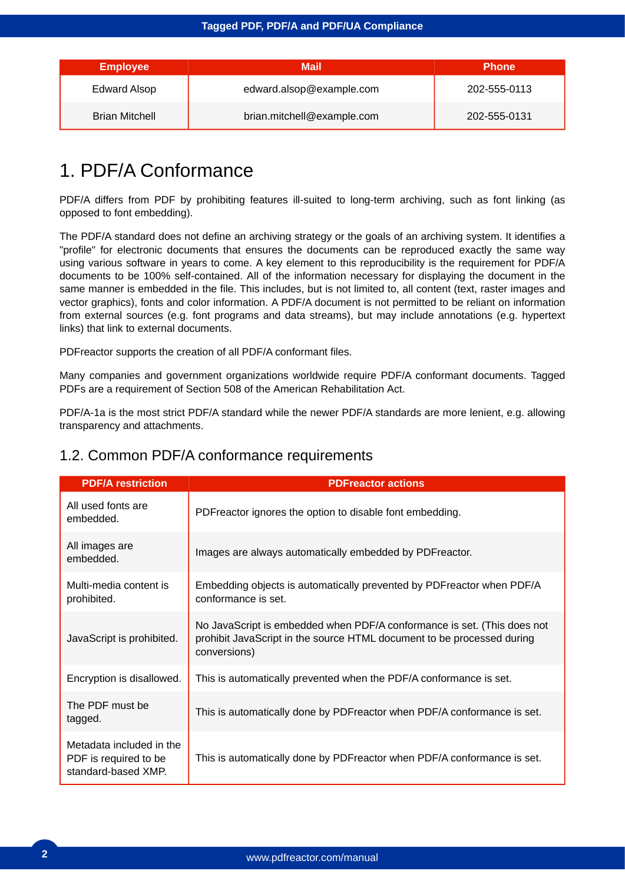| Employee | Mail | Phone |
|---|---|---|
| Edward Alsop | edward.alsop@example.com | 202-555-0113 |
| Brian Mitchell | brian.mitchell@example.com | 202-555-0131 |

# 1. PDF/A Conformance

PDF/A differs from PDF by prohibiting features ill-suited to long-term archiving, such as font linking (as opposed to font embedding).

The PDF/A standard does not define an archiving strategy or the goals of an archiving system. It identifies a "profile" for electronic documents that ensures the documents can be reproduced exactly the same way using various software in years to come. A key element to this reproducibility is the requirement for PDF/A documents to be 100% self-contained. All of the information necessary for displaying the document in the same manner is embedded in the file. This includes, but is not limited to, all content (text, raster images and vector graphics), fonts and color information. A PDF/A document is not permitted to be reliant on information from external sources (e.g. font programs and data streams), but may include annotations (e.g. hypertext links) that link to external documents.

PDFreactor supports the creation of all PDF/A conformant files.

Many companies and government organizations worldwide require PDF/A conformant documents. Tagged PDFs are a requirement of Section 508 of the American Rehabilitation Act.

PDF/A-1a is the most strict PDF/A standard while the newer PDF/A standards are more lenient, e.g. allowing transparency and attachments.

## 1.2. Common PDF/A conformance requirements

| PDF/A restriction | PDFreactor actions |
|---|---|
| All used fonts are embedded. | PDFreactor ignores the option to disable font embedding. |
| All images are embedded. | Images are always automatically embedded by PDFreactor. |
| Multi-media content is prohibited. | Embedding objects is automatically prevented by PDFreactor when PDF/A conformance is set. |
| JavaScript is prohibited. | No JavaScript is embedded when PDF/A conformance is set. (This does not prohibit JavaScript in the source HTML document to be processed during conversions) |
| Encryption is disallowed. | This is automatically prevented when the PDF/A conformance is set. |
| The PDF must be tagged. | This is automatically done by PDFreactor when PDF/A conformance is set. |
| Metadata included in the PDF is required to be standard-based XMP. | This is automatically done by PDFreactor when PDF/A conformance is set. |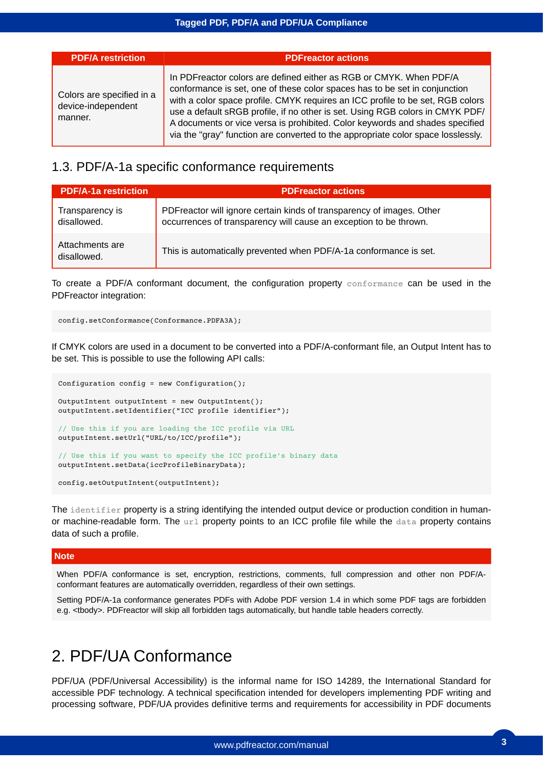| PDF/A restriction | PDFreactor actions |
| --- | --- |
| Colors are specified in a device-independent manner. | In PDFreactor colors are defined either as RGB or CMYK. When PDF/A conformance is set, one of these color spaces has to be set in conjunction with a color space profile. CMYK requires an ICC profile to be set, RGB colors use a default sRGB profile, if no other is set. Using RGB colors in CMYK PDF/A documents or vice versa is prohibited. Color keywords and shades specified via the "gray" function are converted to the appropriate color space losslessly. |

## 1.3. PDF/A-1a specific conformance requirements

| PDF/A-1a restriction | PDFreactor actions |
| --- | --- |
| Transparency is disallowed. | PDFreactor will ignore certain kinds of transparency of images. Other occurrences of transparency will cause an exception to be thrown. |
| Attachments are disallowed. | This is automatically prevented when PDF/A-1a conformance is set. |

To create a PDF/A conformant document, the configuration property `conformance` can be used in the PDFreactor integration:

```
config.setConformance(Conformance.PDFA3A);
```

If CMYK colors are used in a document to be converted into a PDF/A-conformant file, an Output Intent has to be set. This is possible to use the following API calls:

```
Configuration config = new Configuration();

OutputIntent outputIntent = new OutputIntent();
outputIntent.setIdentifier("ICC profile identifier");

// Use this if you are loading the ICC profile via URL
outputIntent.setUrl("URL/to/ICC/profile");

// Use this if you want to specify the ICC profile's binary data
outputIntent.setData(iccProfileBinaryData);

config.setOutputIntent(outputIntent);
```

The `identifier` property is a string identifying the intended output device or production condition in human- or machine-readable form. The `url` property points to an ICC profile file while the `data` property contains data of such a profile.

**Note**

When PDF/A conformance is set, encryption, restrictions, comments, full compression and other non PDF/A-conformant features are automatically overridden, regardless of their own settings.

Setting PDF/A-1a conformance generates PDFs with Adobe PDF version 1.4 in which some PDF tags are forbidden e.g. <tbody>. PDFreactor will skip all forbidden tags automatically, but handle table headers correctly.

# 2. PDF/UA Conformance

PDF/UA (PDF/Universal Accessibility) is the informal name for ISO 14289, the International Standard for accessible PDF technology. A technical specification intended for developers implementing PDF writing and processing software, PDF/UA provides definitive terms and requirements for accessibility in PDF documents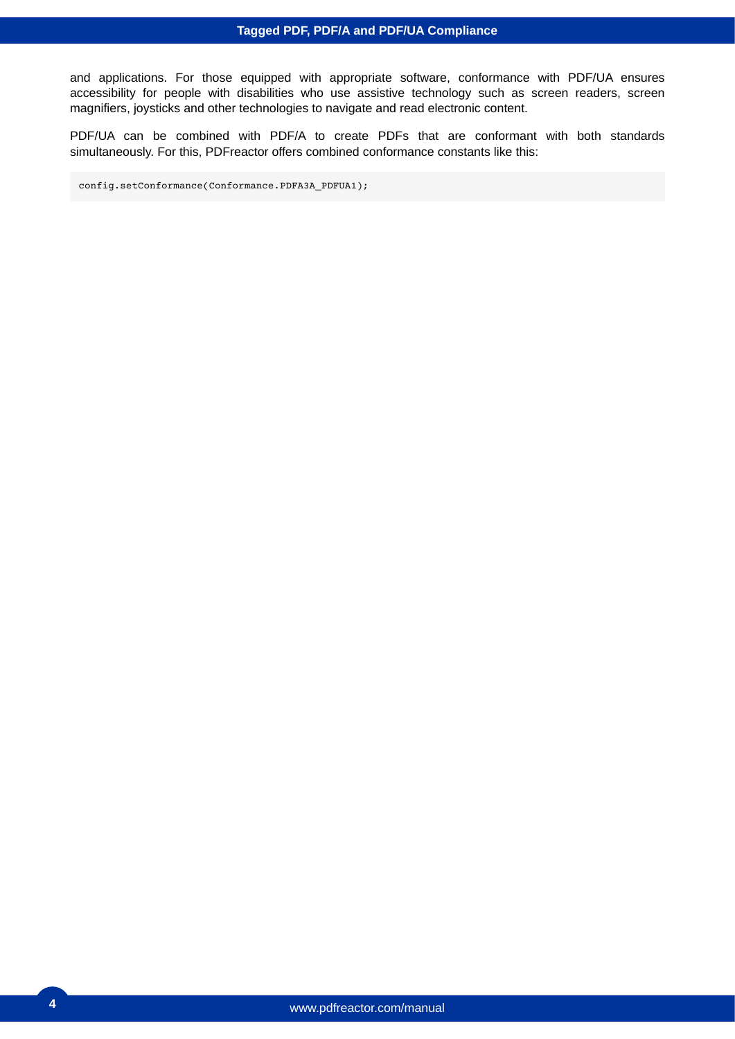and applications. For those equipped with appropriate software, conformance with PDF/UA ensures accessibility for people with disabilities who use assistive technology such as screen readers, screen magnifiers, joysticks and other technologies to navigate and read electronic content.

PDF/UA can be combined with PDF/A to create PDFs that are conformant with both standards simultaneously. For this, PDFreactor offers combined conformance constants like this:

```
config.setConformance(Conformance.PDFA3A_PDFUA1);
```